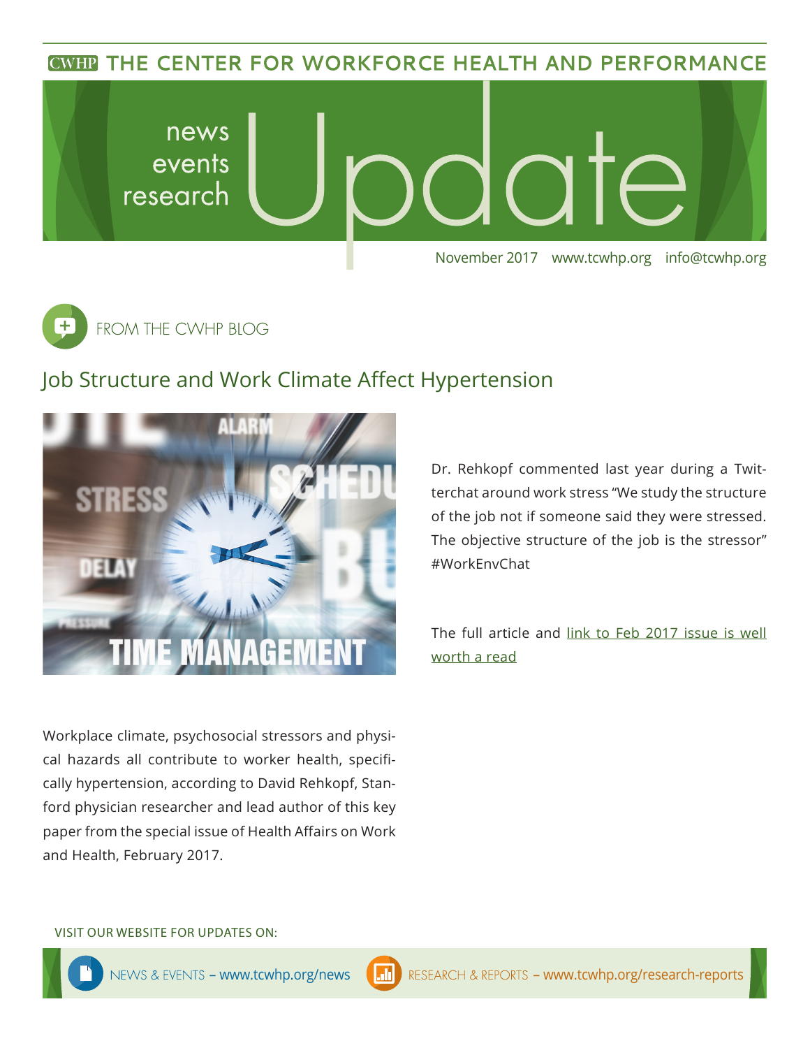# THE CENTER FOR WORKFORCE HEALTH AND PERFORMANCE

news
events
research

# Update

November 2017 www.tcwhp.org info@tcwhp.org

## FROM THE CWHP BLOG

## Job Structure and Work Climate Affect Hypertension

Workplace climate, psychosocial stressors and physical hazards all contribute to worker health, specifically hypertension, according to David Rehkopf, Stanford physician researcher and lead author of this key paper from the special issue of Health Affairs on Work and Health, February 2017.

Dr. Rehkopf commented last year during a Twitterchat around work stress "We study the structure of the job not if someone said they were stressed. The objective structure of the job is the stressor" #WorkEnvChat

The full article and link to Feb 2017 issue is well worth a read

VISIT OUR WEBSITE FOR UPDATES ON:

NEWS & EVENTS – www.tcwhp.org/news

RESEARCH & REPORTS – www.tcwhp.org/research-reports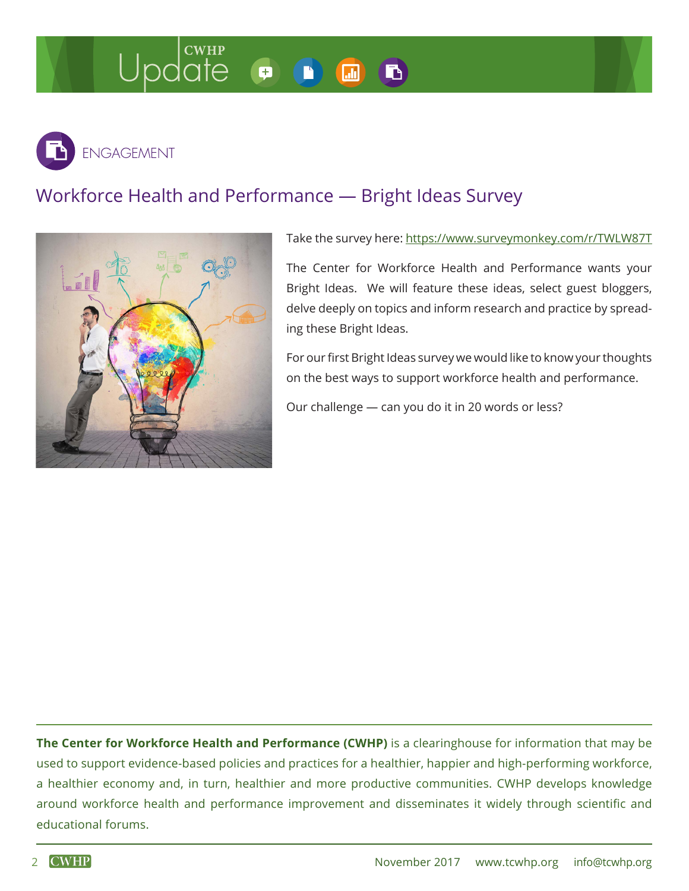## ENGAGEMENT

# Workforce Health and Performance — Bright Ideas Survey

Take the survey here: https://www.surveymonkey.com/r/TWLW87T

The Center for Workforce Health and Performance wants your Bright Ideas. We will feature these ideas, select guest bloggers, delve deeply on topics and inform research and practice by spreading these Bright Ideas.

For our first Bright Ideas survey we would like to know your thoughts on the best ways to support workforce health and performance.

Our challenge — can you do it in 20 words or less?

---

**The Center for Workforce Health and Performance (CWHP)** is a clearinghouse for information that may be used to support evidence-based policies and practices for a healthier, happier and high-performing workforce, a healthier economy and, in turn, healthier and more productive communities. CWHP develops knowledge around workforce health and performance improvement and disseminates it widely through scientific and educational forums.